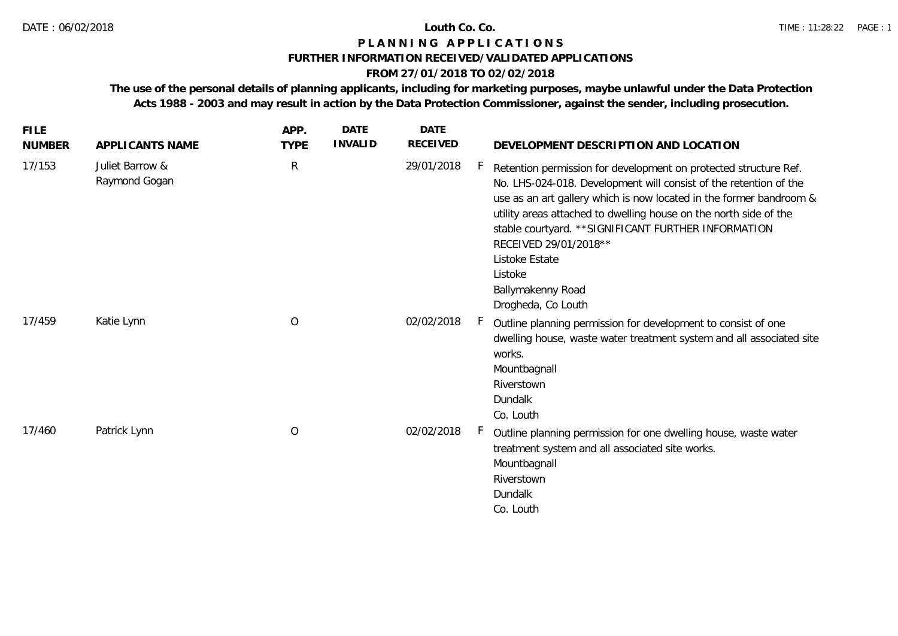DATE : 06/02/2018

# Louth Co. Co.

## PLANNING APPLICATIONS

### FURTHER INFORMATION RECEIVED/VALIDATED APPLICATIONS

### FROM 27/01/2018 TO 02/02/2018

**The use of the personal details of planning applicants, including for marketing purposes, maybe unlawful under the Data Protection Acts 1988 - 2003 and may result in action by the Data Protection Commissioner, against the sender, including prosecution.**

| FILE NUMBER | APPLICANTS NAME | APP. TYPE | DATE INVALID | DATE RECEIVED | | DEVELOPMENT DESCRIPTION AND LOCATION |
|---|---|---|---|---|---|---|
| 17/153 | Juliet Barrow & Raymond Gogan | R | | 29/01/2018 | F | Retention permission for development on protected structure Ref. No. LHS-024-018. Development will consist of the retention of the use as an art gallery which is now located in the former bandroom & utility areas attached to dwelling house on the north side of the stable courtyard. **SIGNIFICANT FURTHER INFORMATION RECEIVED 29/01/2018**<br>Listoke Estate<br>Listoke<br>Ballymakenny Road<br>Drogheda, Co Louth |
| 17/459 | Katie Lynn | O | | 02/02/2018 | F | Outline planning permission for development to consist of one dwelling house, waste water treatment system and all associated site works.<br>Mountbagnall<br>Riverstown<br>Dundalk<br>Co. Louth |
| 17/460 | Patrick Lynn | O | | 02/02/2018 | F | Outline planning permission for one dwelling house, waste water treatment system and all associated site works.<br>Mountbagnall<br>Riverstown<br>Dundalk<br>Co. Louth |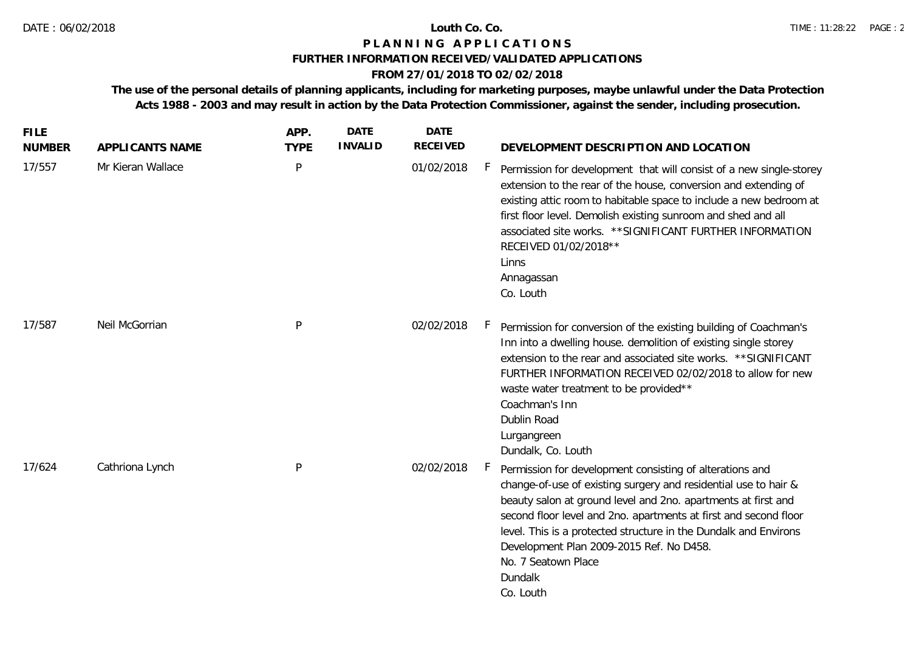# Louth Co. Co.

## PLANNING APPLICATIONS

### FURTHER INFORMATION RECEIVED/VALIDATED APPLICATIONS

### FROM 27/01/2018 TO 02/02/2018

**The use of the personal details of planning applicants, including for marketing purposes, maybe unlawful under the Data Protection Acts 1988 - 2003 and may result in action by the Data Protection Commissioner, against the sender, including prosecution.**

| FILE NUMBER | APPLICANTS NAME | APP. TYPE | DATE INVALID | DATE RECEIVED | | DEVELOPMENT DESCRIPTION AND LOCATION |
|---|---|---|---|---|---|---|
| 17/557 | Mr Kieran Wallace | P | | 01/02/2018 | F | Permission for development that will consist of a new single-storey extension to the rear of the house, conversion and extending of existing attic room to habitable space to include a new bedroom at first floor level. Demolish existing sunroom and shed and all associated site works. **SIGNIFICANT FURTHER INFORMATION RECEIVED 01/02/2018** Linns Annagassan Co. Louth |
| 17/587 | Neil McGorrian | P | | 02/02/2018 | F | Permission for conversion of the existing building of Coachman's Inn into a dwelling house. demolition of existing single storey extension to the rear and associated site works. **SIGNIFICANT FURTHER INFORMATION RECEIVED 02/02/2018 to allow for new waste water treatment to be provided** Coachman's Inn Dublin Road Lurgangreen Dundalk, Co. Louth |
| 17/624 | Cathriona Lynch | P | | 02/02/2018 | F | Permission for development consisting of alterations and change-of-use of existing surgery and residential use to hair & beauty salon at ground level and 2no. apartments at first and second floor level and 2no. apartments at first and second floor level. This is a protected structure in the Dundalk and Environs Development Plan 2009-2015 Ref. No D458. No. 7 Seatown Place Dundalk Co. Louth |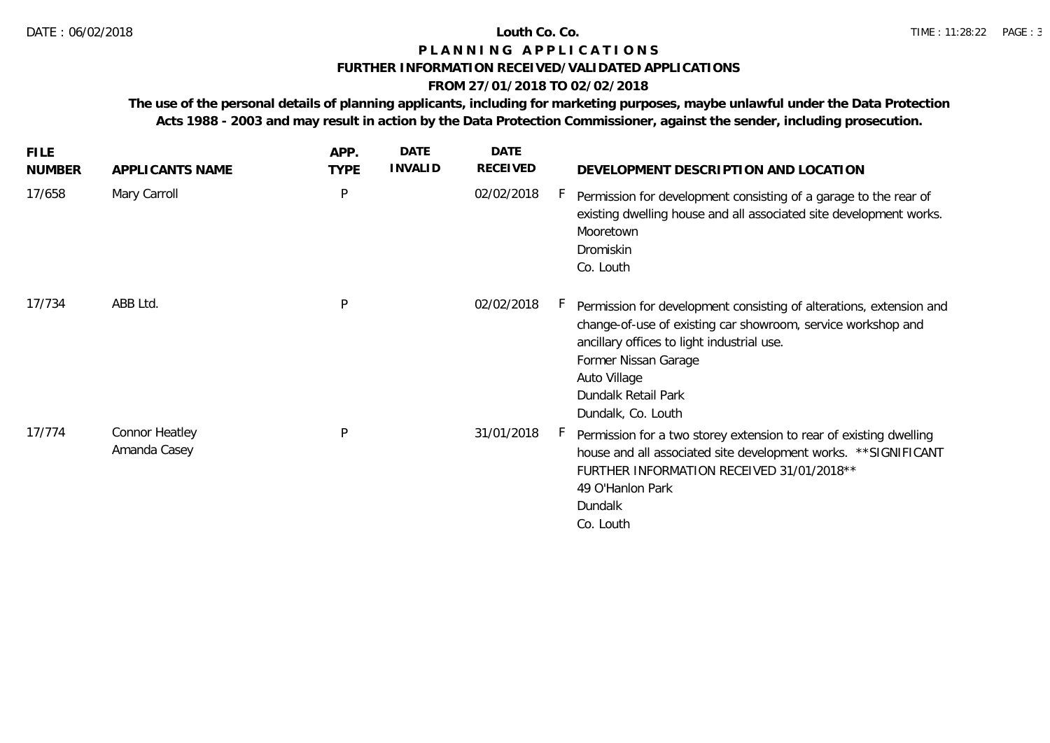**Louth Co. Co.**

**P L A N N I N G   A P P L I C A T I O N S**

**FURTHER INFORMATION RECEIVED/VALIDATED APPLICATIONS**

**FROM 27/01/2018 TO 02/02/2018**

**The use of the personal details of planning applicants, including for marketing purposes, maybe unlawful under the Data Protection Acts 1988 - 2003 and may result in action by the Data Protection Commissioner, against the sender, including prosecution.**

| FILE NUMBER | APPLICANTS NAME | APP. TYPE | DATE INVALID | DATE RECEIVED | | DEVELOPMENT DESCRIPTION AND LOCATION |
|---|---|---|---|---|---|---|
| 17/658 | Mary Carroll | P | | 02/02/2018 | F | Permission for development consisting of a garage to the rear of existing dwelling house and all associated site development works.<br>Mooretown<br>Dromiskin<br>Co. Louth |
| 17/734 | ABB Ltd. | P | | 02/02/2018 | F | Permission for development consisting of alterations, extension and change-of-use of existing car showroom, service workshop and ancillary offices to light industrial use.<br>Former Nissan Garage<br>Auto Village<br>Dundalk Retail Park<br>Dundalk, Co. Louth |
| 17/774 | Connor Heatley<br>Amanda Casey | P | | 31/01/2018 | F | Permission for a two storey extension to rear of existing dwelling house and all associated site development works. **SIGNIFICANT FURTHER INFORMATION RECEIVED 31/01/2018**<br>49 O'Hanlon Park<br>Dundalk<br>Co. Louth |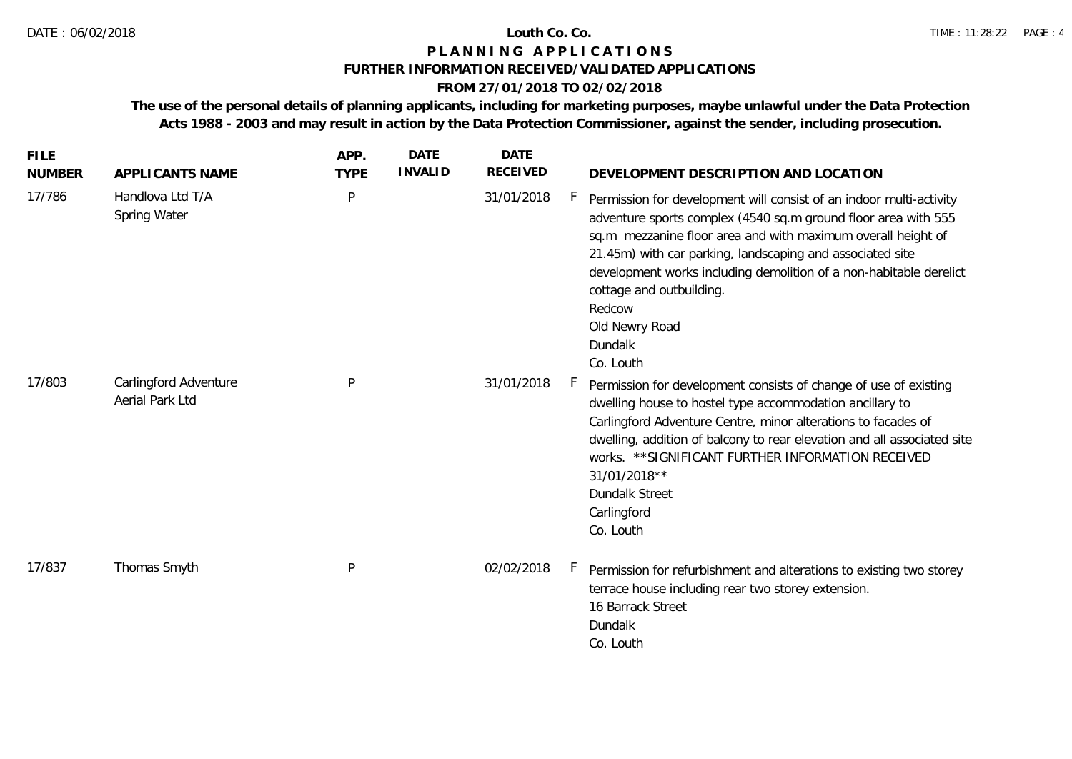**Louth Co. Co.**

# P L A N N I N G   A P P L I C A T I O N S

## FURTHER INFORMATION RECEIVED/VALIDATED APPLICATIONS

## FROM 27/01/2018 TO 02/02/2018

**The use of the personal details of planning applicants, including for marketing purposes, maybe unlawful under the Data Protection Acts 1988 - 2003 and may result in action by the Data Protection Commissioner, against the sender, including prosecution.**

| FILE NUMBER | APPLICANTS NAME | APP. TYPE | DATE INVALID | DATE RECEIVED | | DEVELOPMENT DESCRIPTION AND LOCATION |
|---|---|---|---|---|---|---|
| 17/786 | Handlova Ltd T/A Spring Water | P | | 31/01/2018 | F | Permission for development will consist of an indoor multi-activity adventure sports complex (4540 sq.m ground floor area with 555 sq.m mezzanine floor area and with maximum overall height of 21.45m) with car parking, landscaping and associated site development works including demolition of a non-habitable derelict cottage and outbuilding. Redcow Old Newry Road Dundalk Co. Louth |
| 17/803 | Carlingford Adventure Aerial Park Ltd | P | | 31/01/2018 | F | Permission for development consists of change of use of existing dwelling house to hostel type accommodation ancillary to Carlingford Adventure Centre, minor alterations to facades of dwelling, addition of balcony to rear elevation and all associated site works. **SIGNIFICANT FURTHER INFORMATION RECEIVED 31/01/2018** Dundalk Street Carlingford Co. Louth |
| 17/837 | Thomas Smyth | P | | 02/02/2018 | F | Permission for refurbishment and alterations to existing two storey terrace house including rear two storey extension. 16 Barrack Street Dundalk Co. Louth |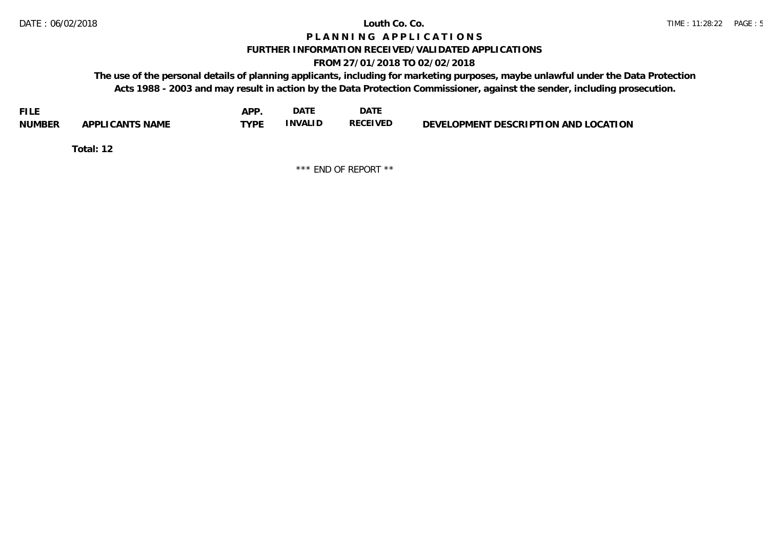# Louth Co. Co.

## P L A N N I N G   A P P L I C A T I O N S

### FURTHER INFORMATION RECEIVED/VALIDATED APPLICATIONS

### FROM 27/01/2018 TO 02/02/2018

**The use of the personal details of planning applicants, including for marketing purposes, maybe unlawful under the Data Protection Acts 1988 - 2003 and may result in action by the Data Protection Commissioner, against the sender, including prosecution.**

| FILE NUMBER | APPLICANTS NAME | APP. TYPE | DATE INVALID | DATE RECEIVED | DEVELOPMENT DESCRIPTION AND LOCATION |
|---|---|---|---|---|---|

**Total: 12**

*** END OF REPORT **